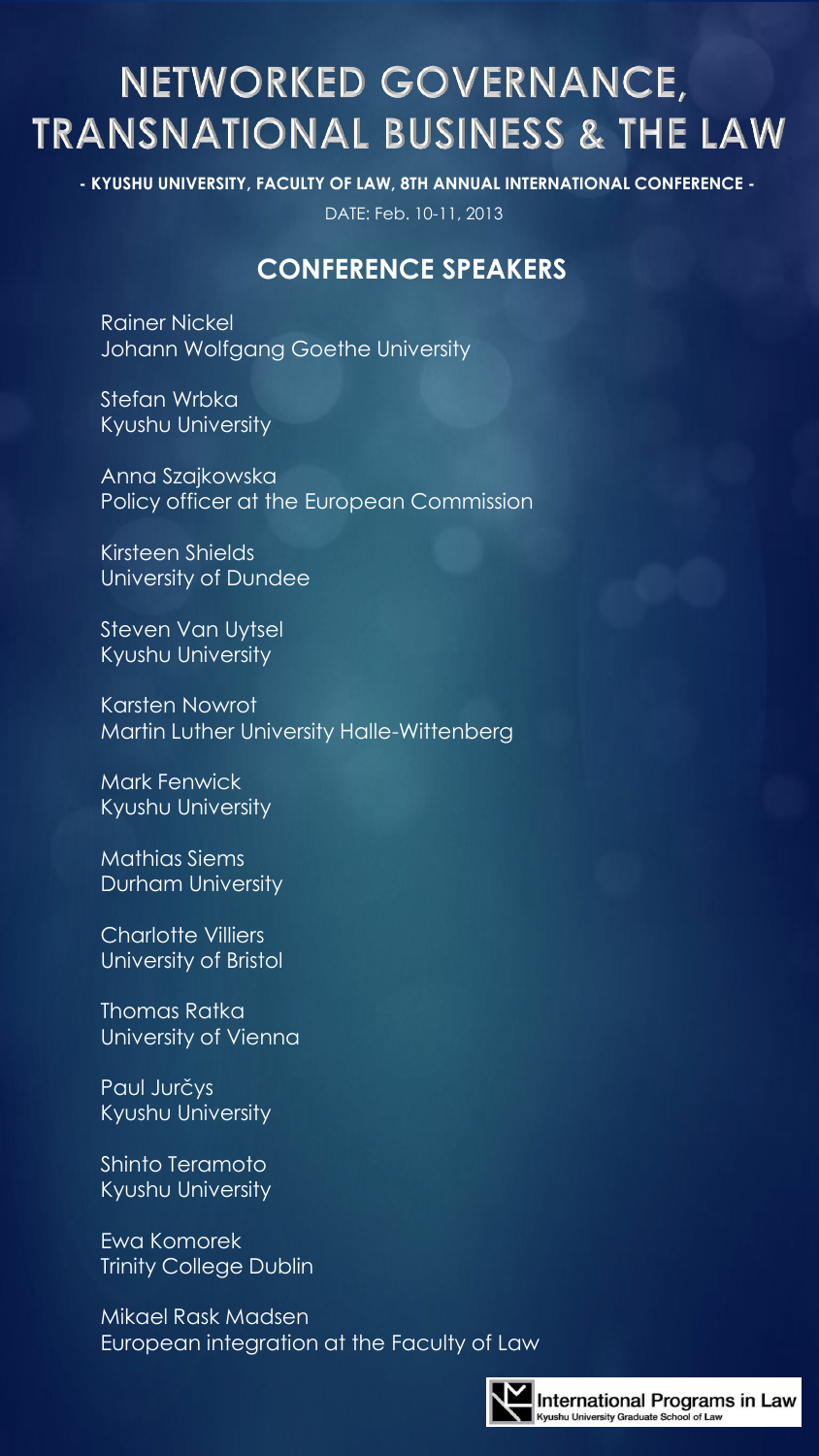# NETWORKED GOVERNANCE, TRANSNATIONAL BUSINESS & THE LAW

**- KYUSHU UNIVERSITY, FACULTY OF LAW, 8TH ANNUAL INTERNATIONAL CONFERENCE -**

DATE: Feb. 10-11, 2013

## CONFERENCE SPEAKERS

Rainer Nickel
Johann Wolfgang Goethe University

Stefan Wrbka
Kyushu University

Anna Szajkowska
Policy officer at the European Commission

Kirsteen Shields
University of Dundee

Steven Van Uytsel
Kyushu University

Karsten Nowrot
Martin Luther University Halle-Wittenberg

Mark Fenwick
Kyushu University

Mathias Siems
Durham University

Charlotte Villiers
University of Bristol

Thomas Ratka
University of Vienna

Paul Jurčys
Kyushu University

Shinto Teramoto
Kyushu University

Ewa Komorek
Trinity College Dublin

Mikael Rask Madsen
European integration at the Faculty of Law

International Programs in Law
Kyushu University Graduate School of Law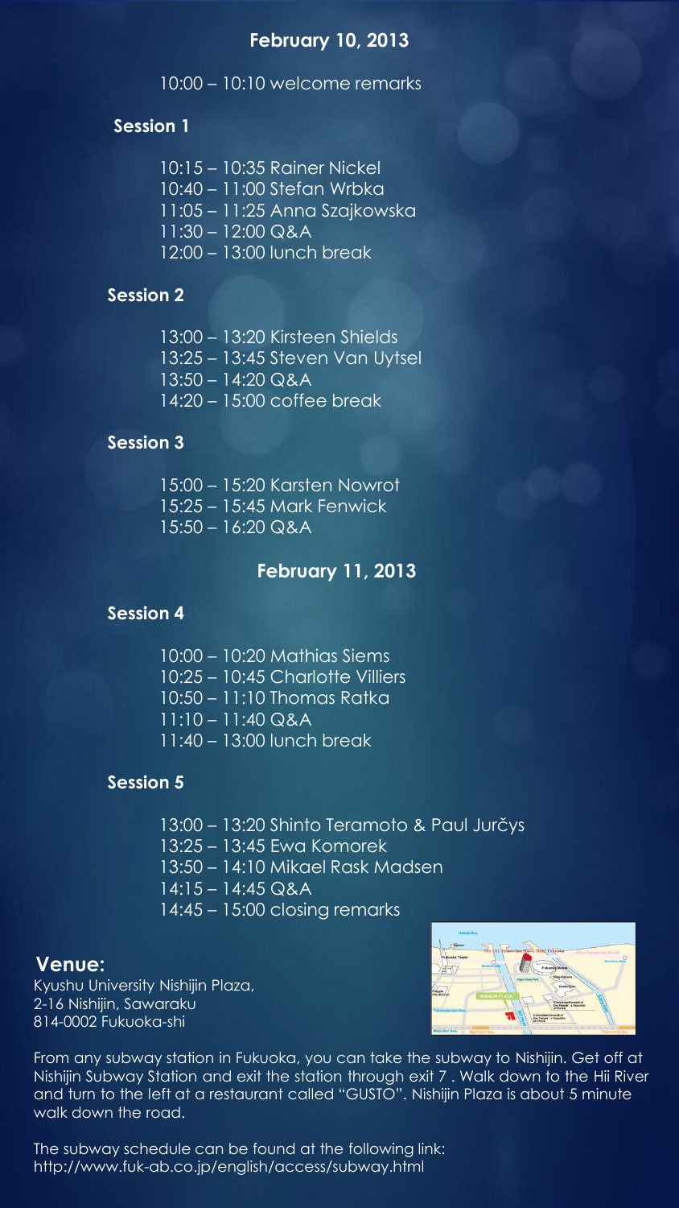## February 10, 2013

10:00 – 10:10 welcome remarks

### Session 1

10:15 – 10:35 Rainer Nickel
10:40 – 11:00 Stefan Wrbka
11:05 – 11:25 Anna Szajkowska
11:30 – 12:00 Q&A
12:00 – 13:00 lunch break

### Session 2

13:00 – 13:20 Kirsteen Shields
13:25 – 13:45 Steven Van Uytsel
13:50 – 14:20 Q&A
14:20 – 15:00 coffee break

### Session 3

15:00 – 15:20 Karsten Nowrot
15:25 – 15:45 Mark Fenwick
15:50 – 16:20 Q&A

## February 11, 2013

### Session 4

10:00 – 10:20 Mathias Siems
10:25 – 10:45 Charlotte Villiers
10:50 – 11:10 Thomas Ratka
11:10 – 11:40 Q&A
11:40 – 13:00 lunch break

### Session 5

13:00 – 13:20 Shinto Teramoto & Paul Jurčys
13:25 – 13:45 Ewa Komorek
13:50 – 14:10 Mikael Rask Madsen
14:15 – 14:45 Q&A
14:45 – 15:00 closing remarks

### Venue:

Kyushu University Nishijin Plaza,
2-16 Nishijin, Sawaraku
814-0002 Fukuoka-shi

From any subway station in Fukuoka, you can take the subway to Nishijin. Get off at Nishijin Subway Station and exit the station through exit 7 . Walk down to the Hii River and turn to the left at a restaurant called "GUSTO". Nishijin Plaza is about 5 minute walk down the road.

The subway schedule can be found at the following link:
http://www.fuk-ab.co.jp/english/access/subway.html